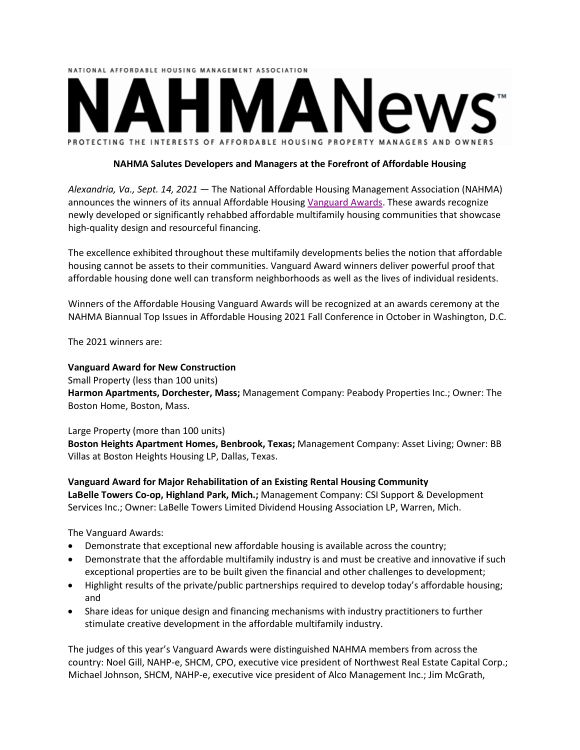NATIONAL AFFORDABLE HOUSING MANAGEMENT ASSOCIATION

# NAHMANews™

PROTECTING THE INTERESTS OF AFFORDABLE HOUSING PROPERTY MANAGERS AND OWNERS

**NAHMA Salutes Developers and Managers at the Forefront of Affordable Housing**

*Alexandria, Va., Sept. 14, 2021* — The National Affordable Housing Management Association (NAHMA) announces the winners of its annual Affordable Housing Vanguard Awards. These awards recognize newly developed or significantly rehabbed affordable multifamily housing communities that showcase high-quality design and resourceful financing.

The excellence exhibited throughout these multifamily developments belies the notion that affordable housing cannot be assets to their communities. Vanguard Award winners deliver powerful proof that affordable housing done well can transform neighborhoods as well as the lives of individual residents.

Winners of the Affordable Housing Vanguard Awards will be recognized at an awards ceremony at the NAHMA Biannual Top Issues in Affordable Housing 2021 Fall Conference in October in Washington, D.C.

The 2021 winners are:

**Vanguard Award for New Construction**

Small Property (less than 100 units)

**Harmon Apartments, Dorchester, Mass;** Management Company: Peabody Properties Inc.; Owner: The Boston Home, Boston, Mass.

Large Property (more than 100 units)

**Boston Heights Apartment Homes, Benbrook, Texas;** Management Company: Asset Living; Owner: BB Villas at Boston Heights Housing LP, Dallas, Texas.

**Vanguard Award for Major Rehabilitation of an Existing Rental Housing Community**

**LaBelle Towers Co-op, Highland Park, Mich.;** Management Company: CSI Support & Development Services Inc.; Owner: LaBelle Towers Limited Dividend Housing Association LP, Warren, Mich.

The Vanguard Awards:

- Demonstrate that exceptional new affordable housing is available across the country;
- Demonstrate that the affordable multifamily industry is and must be creative and innovative if such exceptional properties are to be built given the financial and other challenges to development;
- Highlight results of the private/public partnerships required to develop today's affordable housing; and
- Share ideas for unique design and financing mechanisms with industry practitioners to further stimulate creative development in the affordable multifamily industry.

The judges of this year's Vanguard Awards were distinguished NAHMA members from across the country: Noel Gill, NAHP-e, SHCM, CPO, executive vice president of Northwest Real Estate Capital Corp.; Michael Johnson, SHCM, NAHP-e, executive vice president of Alco Management Inc.; Jim McGrath,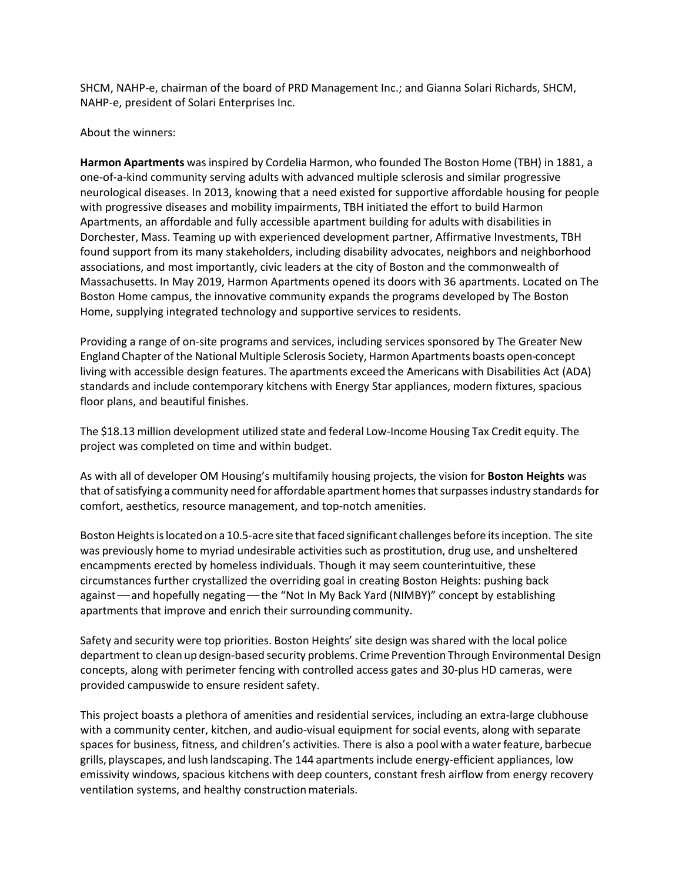SHCM, NAHP-e, chairman of the board of PRD Management Inc.; and Gianna Solari Richards, SHCM, NAHP-e, president of Solari Enterprises Inc.

About the winners:

**Harmon Apartments** was inspired by Cordelia Harmon, who founded The Boston Home (TBH) in 1881, a one-of-a-kind community serving adults with advanced multiple sclerosis and similar progressive neurological diseases. In 2013, knowing that a need existed for supportive affordable housing for people with progressive diseases and mobility impairments, TBH initiated the effort to build Harmon Apartments, an affordable and fully accessible apartment building for adults with disabilities in Dorchester, Mass. Teaming up with experienced development partner, Affirmative Investments, TBH found support from its many stakeholders, including disability advocates, neighbors and neighborhood associations, and most importantly, civic leaders at the city of Boston and the commonwealth of Massachusetts. In May 2019, Harmon Apartments opened its doors with 36 apartments. Located on The Boston Home campus, the innovative community expands the programs developed by The Boston Home, supplying integrated technology and supportive services to residents.

Providing a range of on-site programs and services, including services sponsored by The Greater New England Chapter of the National Multiple Sclerosis Society, Harmon Apartments boasts open-concept living with accessible design features. The apartments exceed the Americans with Disabilities Act (ADA) standards and include contemporary kitchens with Energy Star appliances, modern fixtures, spacious floor plans, and beautiful finishes.

The $18.13 million development utilized state and federal Low-Income Housing Tax Credit equity. The project was completed on time and within budget.

As with all of developer OM Housing's multifamily housing projects, the vision for **Boston Heights** was that of satisfying a community need for affordable apartment homes that surpasses industry standards for comfort, aesthetics, resource management, and top-notch amenities.

Boston Heights is located on a 10.5-acre site that faced significant challenges before its inception. The site was previously home to myriad undesirable activities such as prostitution, drug use, and unsheltered encampments erected by homeless individuals. Though it may seem counterintuitive, these circumstances further crystallized the overriding goal in creating Boston Heights: pushing back against—and hopefully negating—the "Not In My Back Yard (NIMBY)" concept by establishing apartments that improve and enrich their surrounding community.

Safety and security were top priorities. Boston Heights' site design was shared with the local police department to clean up design-based security problems. Crime Prevention Through Environmental Design concepts, along with perimeter fencing with controlled access gates and 30-plus HD cameras, were provided campuswide to ensure resident safety.

This project boasts a plethora of amenities and residential services, including an extra-large clubhouse with a community center, kitchen, and audio-visual equipment for social events, along with separate spaces for business, fitness, and children's activities. There is also a pool with a water feature, barbecue grills, playscapes, and lush landscaping. The 144 apartments include energy-efficient appliances, low emissivity windows, spacious kitchens with deep counters, constant fresh airflow from energy recovery ventilation systems, and healthy construction materials.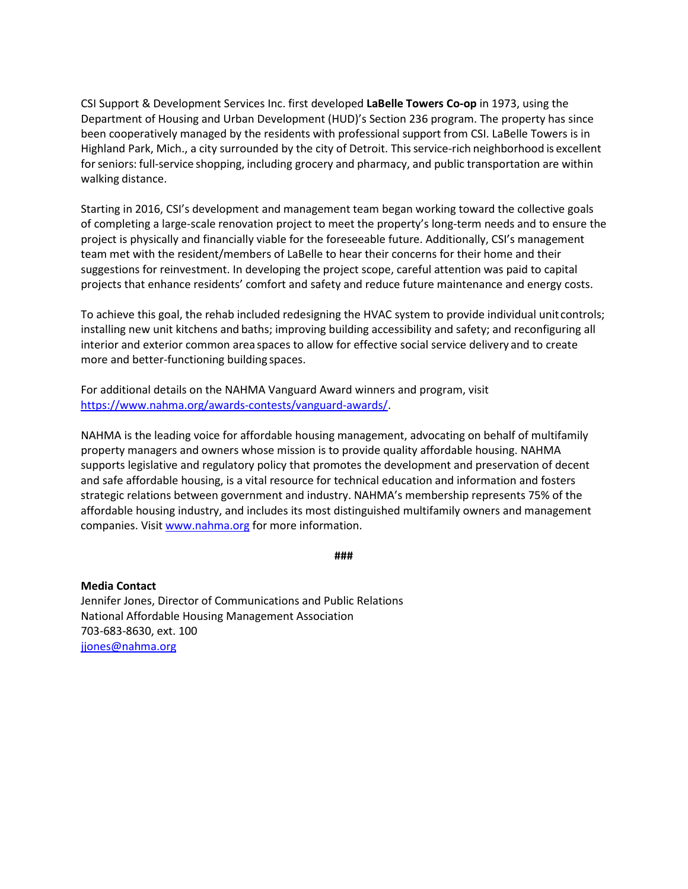CSI Support & Development Services Inc. first developed **LaBelle Towers Co-op** in 1973, using the Department of Housing and Urban Development (HUD)'s Section 236 program. The property has since been cooperatively managed by the residents with professional support from CSI. LaBelle Towers is in Highland Park, Mich., a city surrounded by the city of Detroit. This service-rich neighborhood is excellent for seniors: full-service shopping, including grocery and pharmacy, and public transportation are within walking distance.

Starting in 2016, CSI's development and management team began working toward the collective goals of completing a large-scale renovation project to meet the property's long-term needs and to ensure the project is physically and financially viable for the foreseeable future. Additionally, CSI's management team met with the resident/members of LaBelle to hear their concerns for their home and their suggestions for reinvestment. In developing the project scope, careful attention was paid to capital projects that enhance residents' comfort and safety and reduce future maintenance and energy costs.

To achieve this goal, the rehab included redesigning the HVAC system to provide individual unit controls; installing new unit kitchens and baths; improving building accessibility and safety; and reconfiguring all interior and exterior common area spaces to allow for effective social service delivery and to create more and better-functioning building spaces.

For additional details on the NAHMA Vanguard Award winners and program, visit https://www.nahma.org/awards-contests/vanguard-awards/.

NAHMA is the leading voice for affordable housing management, advocating on behalf of multifamily property managers and owners whose mission is to provide quality affordable housing. NAHMA supports legislative and regulatory policy that promotes the development and preservation of decent and safe affordable housing, is a vital resource for technical education and information and fosters strategic relations between government and industry. NAHMA's membership represents 75% of the affordable housing industry, and includes its most distinguished multifamily owners and management companies. Visit www.nahma.org for more information.

**###**

**Media Contact**
Jennifer Jones, Director of Communications and Public Relations
National Affordable Housing Management Association
703-683-8630, ext. 100
jjones@nahma.org